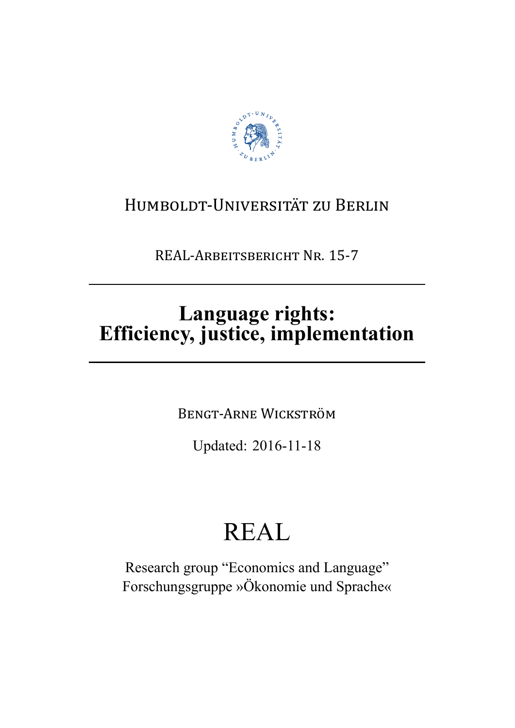Humboldt-Universität zu Berlin

REAL-Arbeitsbericht Nr. 15-7

# Language rights: Efficiency, justice, implementation

Bengt-Arne Wickström

Updated: 2016-11-18

## REAL

Research group "Economics and Language"
Forschungsgruppe »Ökonomie und Sprache«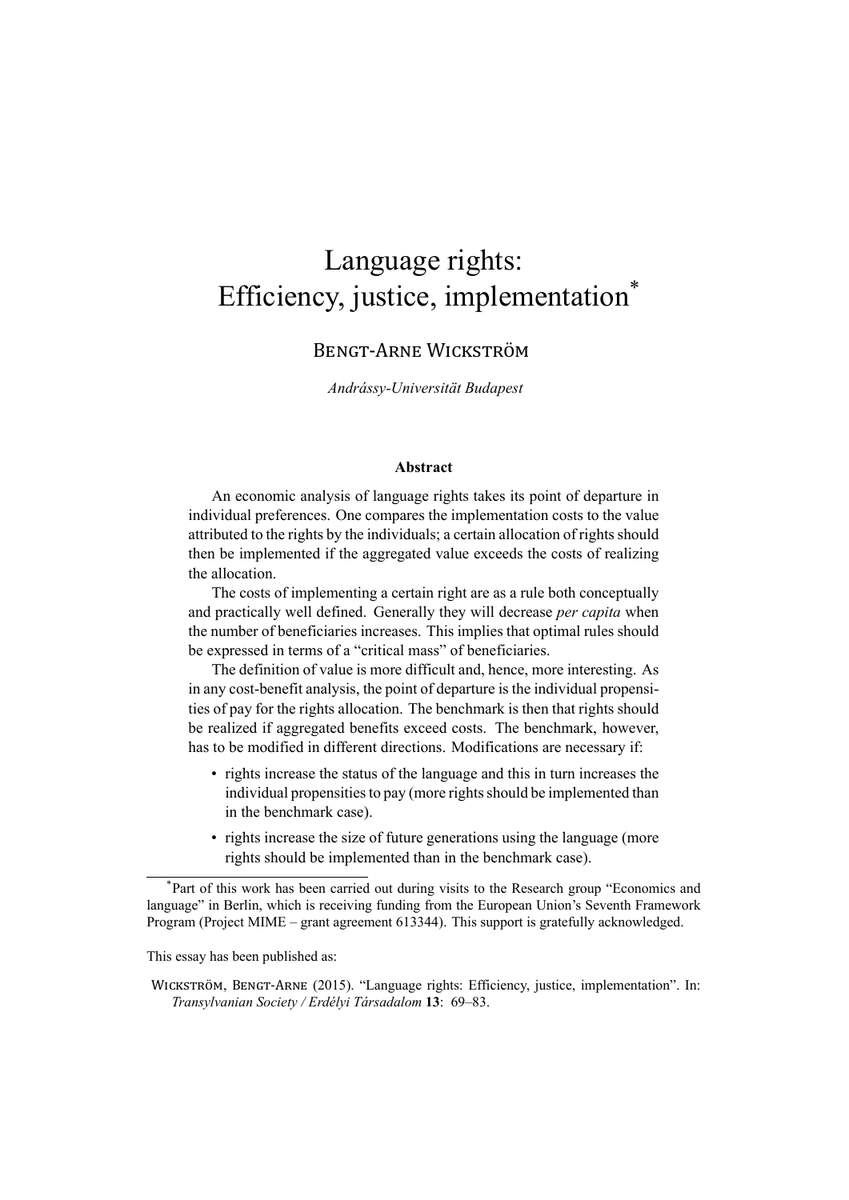# Language rights: Efficiency, justice, implementation[*]

Bengt-Arne Wickström

*Andrássy-Universität Budapest*

**Abstract**

An economic analysis of language rights takes its point of departure in individual preferences. One compares the implementation costs to the value attributed to the rights by the individuals; a certain allocation of rights should then be implemented if the aggregated value exceeds the costs of realizing the allocation.

The costs of implementing a certain right are as a rule both conceptually and practically well defined. Generally they will decrease *per capita* when the number of beneficiaries increases. This implies that optimal rules should be expressed in terms of a "critical mass" of beneficiaries.

The definition of value is more difficult and, hence, more interesting. As in any cost-benefit analysis, the point of departure is the individual propensities of pay for the rights allocation. The benchmark is then that rights should be realized if aggregated benefits exceed costs. The benchmark, however, has to be modified in different directions. Modifications are necessary if:

- rights increase the status of the language and this in turn increases the individual propensities to pay (more rights should be implemented than in the benchmark case).
- rights increase the size of future generations using the language (more rights should be implemented than in the benchmark case).

[*] Part of this work has been carried out during visits to the Research group "Economics and language" in Berlin, which is receiving funding from the European Union's Seventh Framework Program (Project MIME – grant agreement 613344). This support is gratefully acknowledged.

This essay has been published as:

Wickström, Bengt-Arne (2015). "Language rights: Efficiency, justice, implementation". In: *Transylvanian Society / Erdélyi Társadalom* **13**: 69–83.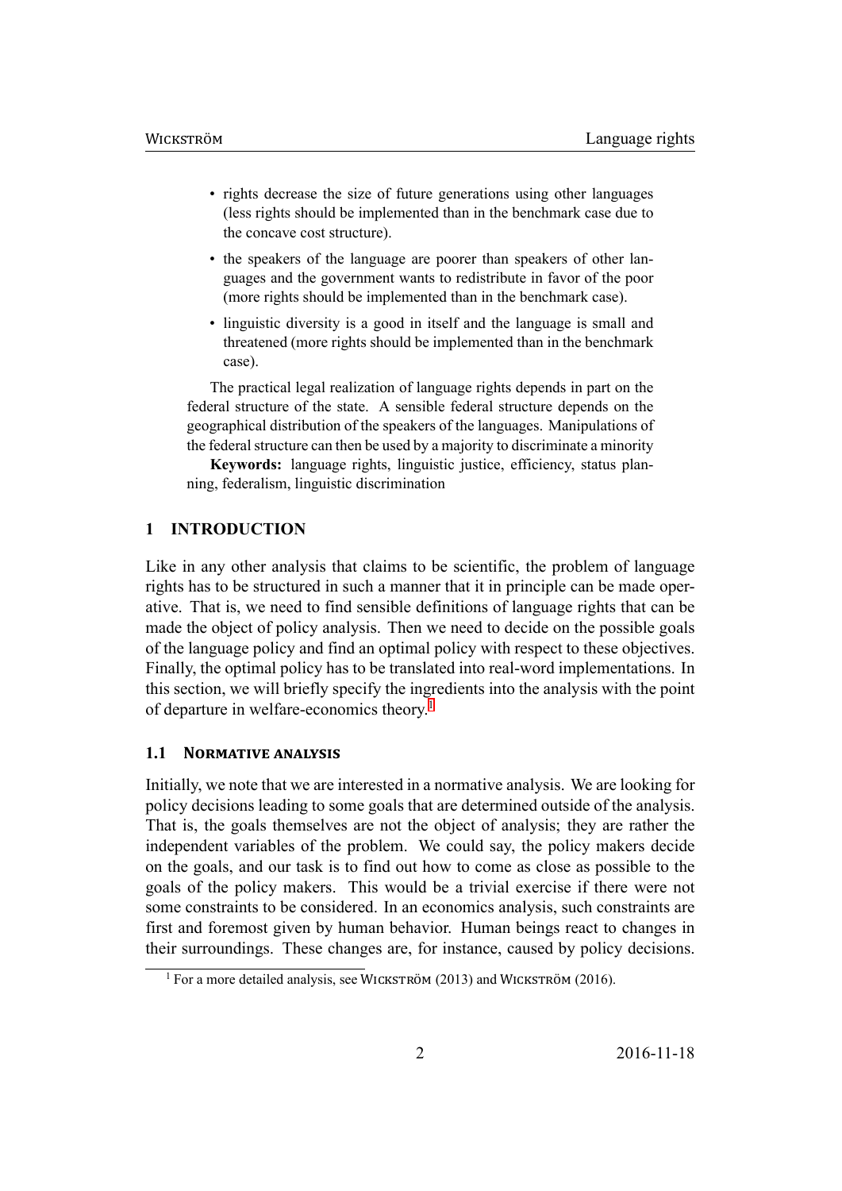- rights decrease the size of future generations using other languages (less rights should be implemented than in the benchmark case due to the concave cost structure).
- the speakers of the language are poorer than speakers of other languages and the government wants to redistribute in favor of the poor (more rights should be implemented than in the benchmark case).
- linguistic diversity is a good in itself and the language is small and threatened (more rights should be implemented than in the benchmark case).

The practical legal realization of language rights depends in part on the federal structure of the state. A sensible federal structure depends on the geographical distribution of the speakers of the languages. Manipulations of the federal structure can then be used by a majority to discriminate a minority

**Keywords:** language rights, linguistic justice, efficiency, status planning, federalism, linguistic discrimination

## 1 INTRODUCTION

Like in any other analysis that claims to be scientific, the problem of language rights has to be structured in such a manner that it in principle can be made operative. That is, we need to find sensible definitions of language rights that can be made the object of policy analysis. Then we need to decide on the possible goals of the language policy and find an optimal policy with respect to these objectives. Finally, the optimal policy has to be translated into real-word implementations. In this section, we will briefly specify the ingredients into the analysis with the point of departure in welfare-economics theory.[1]

### 1.1 Normative analysis

Initially, we note that we are interested in a normative analysis. We are looking for policy decisions leading to some goals that are determined outside of the analysis. That is, the goals themselves are not the object of analysis; they are rather the independent variables of the problem. We could say, the policy makers decide on the goals, and our task is to find out how to come as close as possible to the goals of the policy makers. This would be a trivial exercise if there were not some constraints to be considered. In an economics analysis, such constraints are first and foremost given by human behavior. Human beings react to changes in their surroundings. These changes are, for instance, caused by policy decisions.

[1] For a more detailed analysis, see Wickström (2013) and Wickström (2016).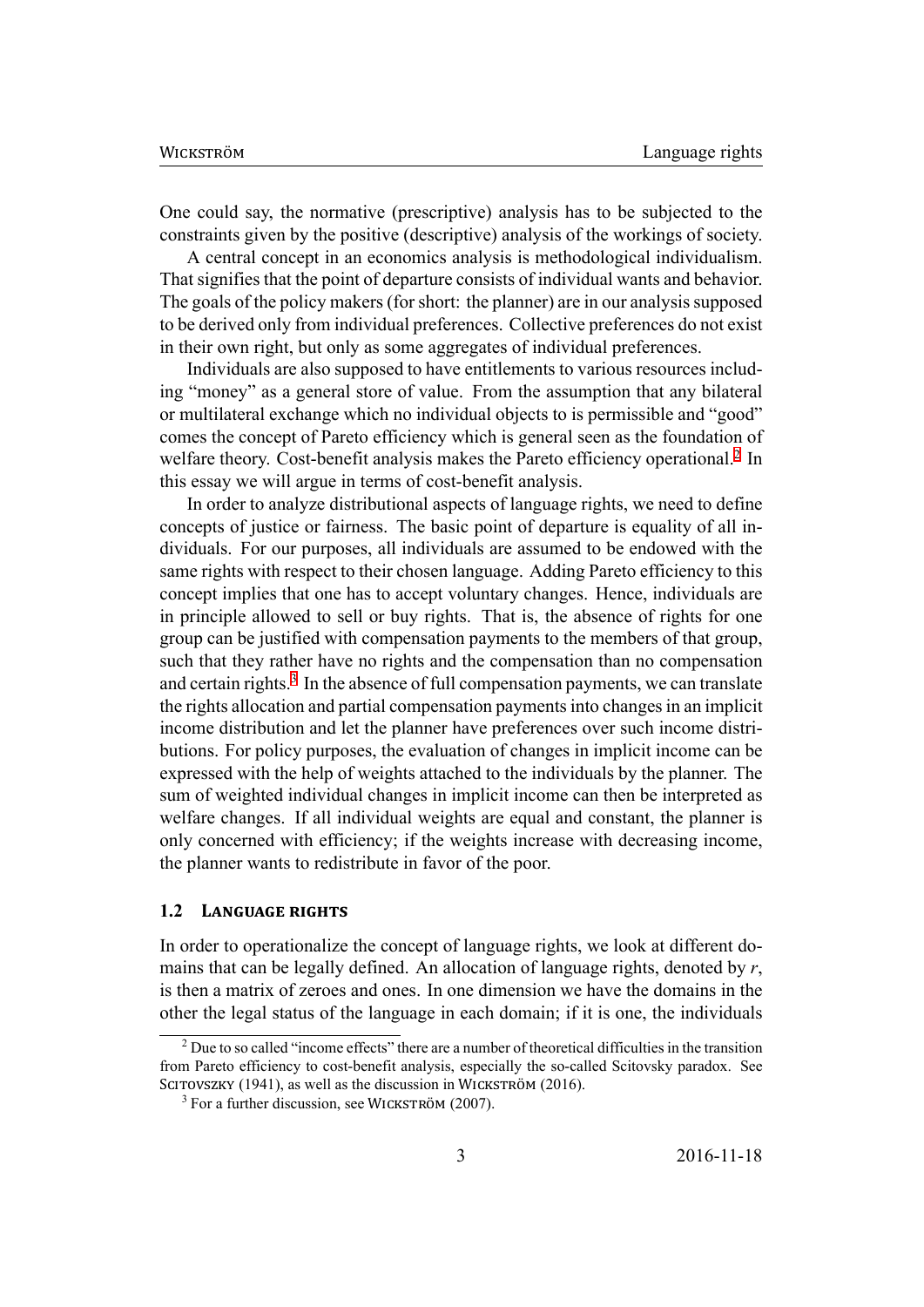One could say, the normative (prescriptive) analysis has to be subjected to the constraints given by the positive (descriptive) analysis of the workings of society.

A central concept in an economics analysis is methodological individualism. That signifies that the point of departure consists of individual wants and behavior. The goals of the policy makers (for short: the planner) are in our analysis supposed to be derived only from individual preferences. Collective preferences do not exist in their own right, but only as some aggregates of individual preferences.

Individuals are also supposed to have entitlements to various resources including "money" as a general store of value. From the assumption that any bilateral or multilateral exchange which no individual objects to is permissible and "good" comes the concept of Pareto efficiency which is general seen as the foundation of welfare theory. Cost-benefit analysis makes the Pareto efficiency operational.[2] In this essay we will argue in terms of cost-benefit analysis.

In order to analyze distributional aspects of language rights, we need to define concepts of justice or fairness. The basic point of departure is equality of all individuals. For our purposes, all individuals are assumed to be endowed with the same rights with respect to their chosen language. Adding Pareto efficiency to this concept implies that one has to accept voluntary changes. Hence, individuals are in principle allowed to sell or buy rights. That is, the absence of rights for one group can be justified with compensation payments to the members of that group, such that they rather have no rights and the compensation than no compensation and certain rights.[3] In the absence of full compensation payments, we can translate the rights allocation and partial compensation payments into changes in an implicit income distribution and let the planner have preferences over such income distributions. For policy purposes, the evaluation of changes in implicit income can be expressed with the help of weights attached to the individuals by the planner. The sum of weighted individual changes in implicit income can then be interpreted as welfare changes. If all individual weights are equal and constant, the planner is only concerned with efficiency; if the weights increase with decreasing income, the planner wants to redistribute in favor of the poor.

### 1.2 Language rights

In order to operationalize the concept of language rights, we look at different domains that can be legally defined. An allocation of language rights, denoted by $r$, is then a matrix of zeroes and ones. In one dimension we have the domains in the other the legal status of the language in each domain; if it is one, the individuals

---

[2] Due to so called "income effects" there are a number of theoretical difficulties in the transition from Pareto efficiency to cost-benefit analysis, especially the so-called Scitovsky paradox. See Scitovszky (1941), as well as the discussion in Wickström (2016).

[3] For a further discussion, see Wickström (2007).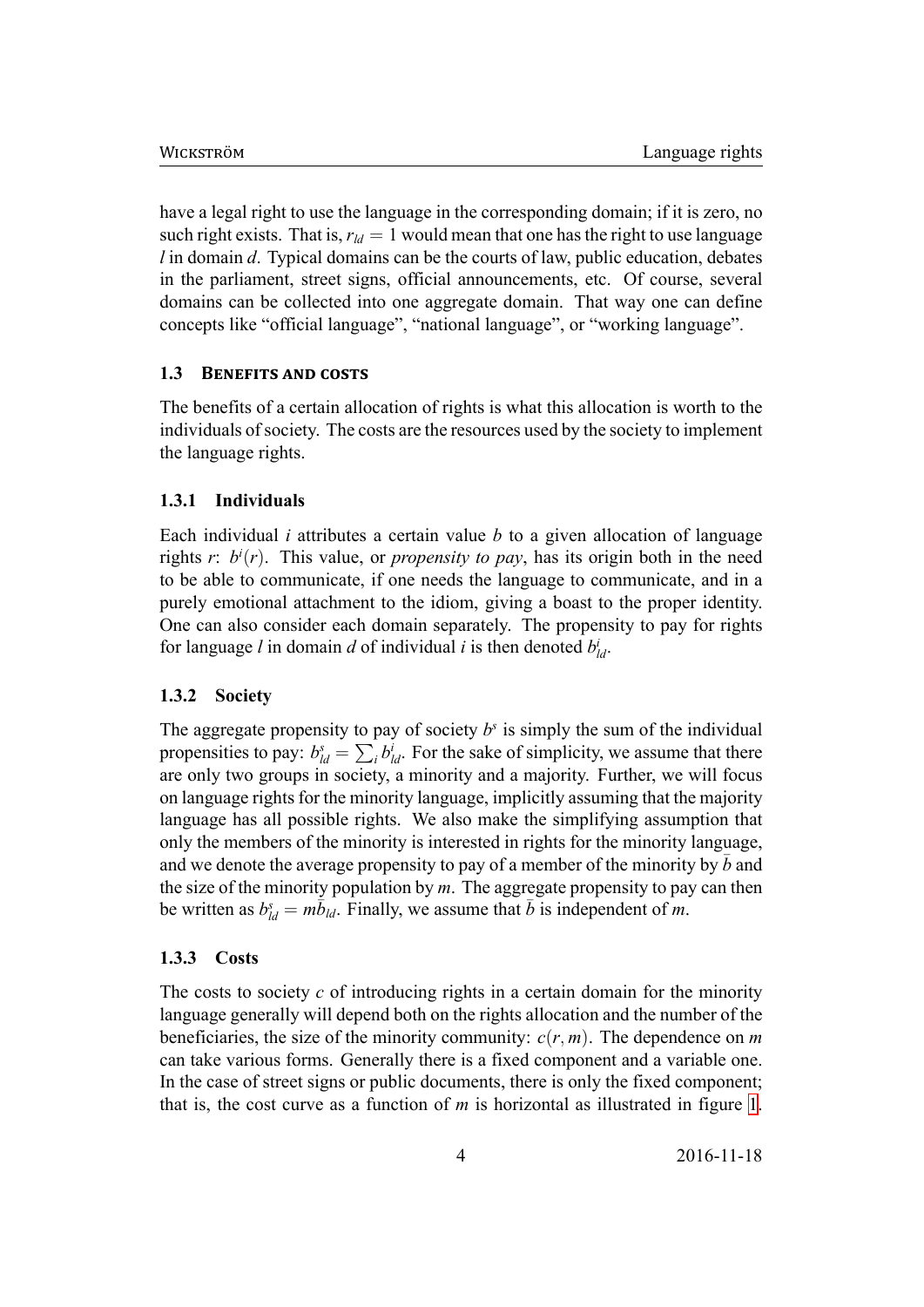have a legal right to use the language in the corresponding domain; if it is zero, no such right exists. That is, $r_{ld} = 1$ would mean that one has the right to use language $l$ in domain $d$. Typical domains can be the courts of law, public education, debates in the parliament, street signs, official announcements, etc. Of course, several domains can be collected into one aggregate domain. That way one can define concepts like “official language”, “national language”, or “working language”.

### 1.3 Benefits and costs

The benefits of a certain allocation of rights is what this allocation is worth to the individuals of society. The costs are the resources used by the society to implement the language rights.

#### 1.3.1 Individuals

Each individual $i$ attributes a certain value $b$ to a given allocation of language rights $r$: $b^i(r)$. This value, or *propensity to pay*, has its origin both in the need to be able to communicate, if one needs the language to communicate, and in a purely emotional attachment to the idiom, giving a boast to the proper identity. One can also consider each domain separately. The propensity to pay for rights for language $l$ in domain $d$ of individual $i$ is then denoted $b^i_{ld}$.

#### 1.3.2 Society

The aggregate propensity to pay of society $b^s$ is simply the sum of the individual propensities to pay: $b^s_{ld} = \sum_i b^i_{ld}$. For the sake of simplicity, we assume that there are only two groups in society, a minority and a majority. Further, we will focus on language rights for the minority language, implicitly assuming that the majority language has all possible rights. We also make the simplifying assumption that only the members of the minority is interested in rights for the minority language, and we denote the average propensity to pay of a member of the minority by $\bar{b}$ and the size of the minority population by $m$. The aggregate propensity to pay can then be written as $b^s_{ld} = m\bar{b}_{ld}$. Finally, we assume that $\bar{b}$ is independent of $m$.

#### 1.3.3 Costs

The costs to society $c$ of introducing rights in a certain domain for the minority language generally will depend both on the rights allocation and the number of the beneficiaries, the size of the minority community: $c(r, m)$. The dependence on $m$ can take various forms. Generally there is a fixed component and a variable one. In the case of street signs or public documents, there is only the fixed component; that is, the cost curve as a function of $m$ is horizontal as illustrated in figure 1.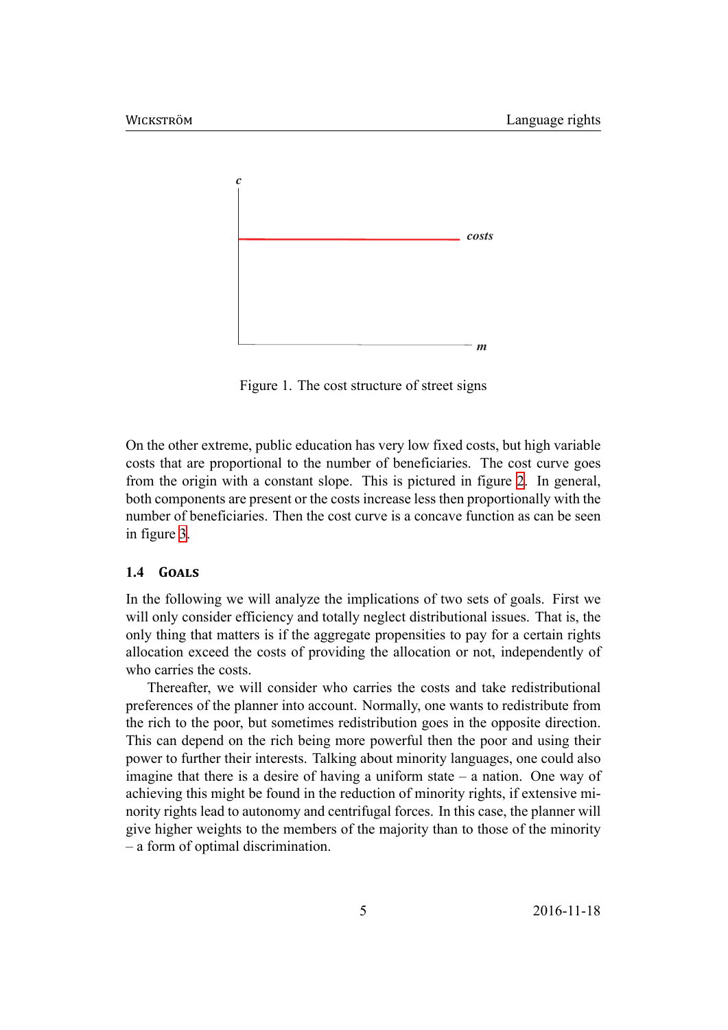Figure 1. The cost structure of street signs

On the other extreme, public education has very low fixed costs, but high variable costs that are proportional to the number of beneficiaries. The cost curve goes from the origin with a constant slope. This is pictured in figure 2. In general, both components are present or the costs increase less then proportionally with the number of beneficiaries. Then the cost curve is a concave function as can be seen in figure 3.

### 1.4 Goals

In the following we will analyze the implications of two sets of goals. First we will only consider efficiency and totally neglect distributional issues. That is, the only thing that matters is if the aggregate propensities to pay for a certain rights allocation exceed the costs of providing the allocation or not, independently of who carries the costs.

Thereafter, we will consider who carries the costs and take redistributional preferences of the planner into account. Normally, one wants to redistribute from the rich to the poor, but sometimes redistribution goes in the opposite direction. This can depend on the rich being more powerful then the poor and using their power to further their interests. Talking about minority languages, one could also imagine that there is a desire of having a uniform state – a nation. One way of achieving this might be found in the reduction of minority rights, if extensive minority rights lead to autonomy and centrifugal forces. In this case, the planner will give higher weights to the members of the majority than to those of the minority – a form of optimal discrimination.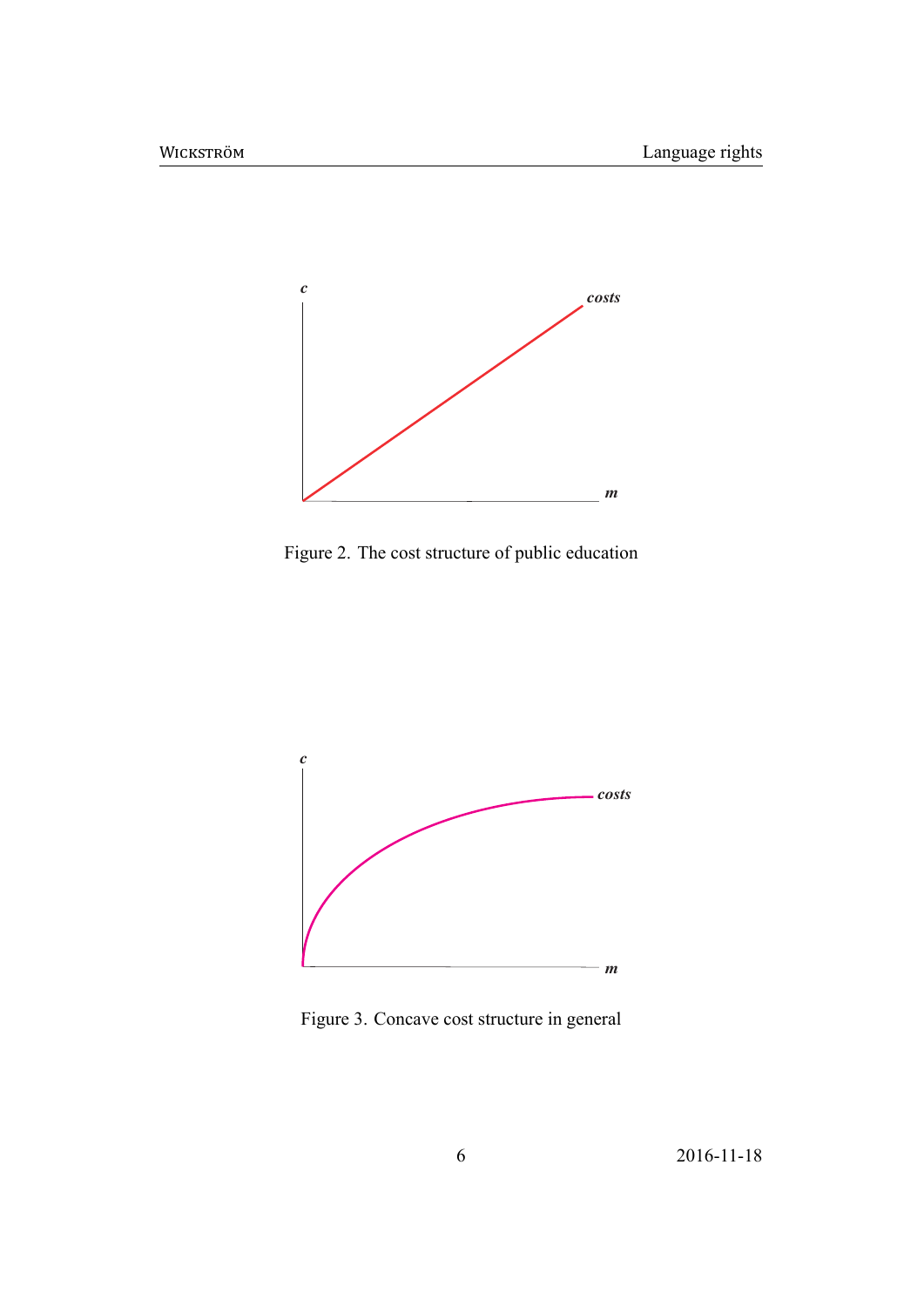Figure 2. The cost structure of public education

Figure 3. Concave cost structure in general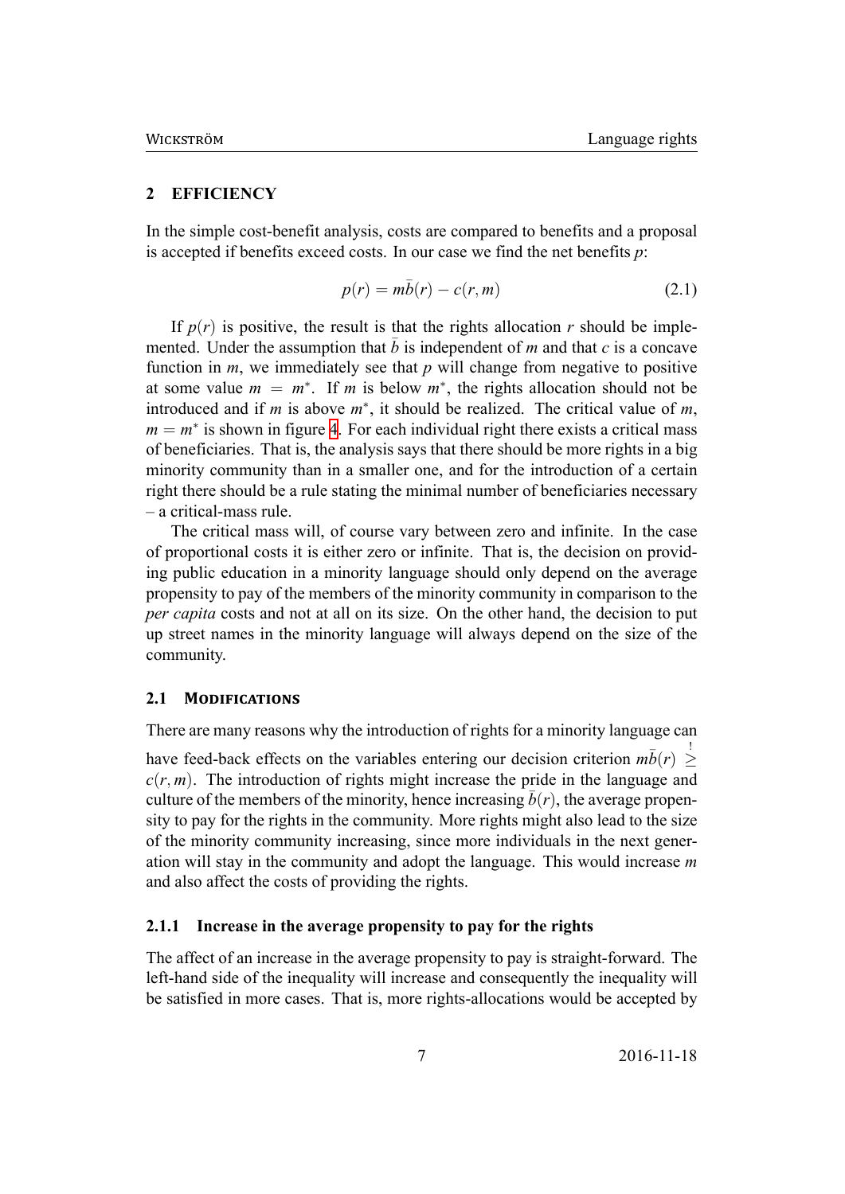## 2 EFFICIENCY

In the simple cost-benefit analysis, costs are compared to benefits and a proposal is accepted if benefits exceed costs. In our case we find the net benefits $p$:

$$p(r) = m\bar{b}(r) - c(r, m) \tag{2.1}$$

If $p(r)$ is positive, the result is that the rights allocation $r$ should be implemented. Under the assumption that $\bar{b}$ is independent of $m$ and that $c$ is a concave function in $m$, we immediately see that $p$ will change from negative to positive at some value $m = m^*$. If $m$ is below $m^*$, the rights allocation should not be introduced and if $m$ is above $m^*$, it should be realized. The critical value of $m$, $m = m^*$ is shown in figure 4. For each individual right there exists a critical mass of beneficiaries. That is, the analysis says that there should be more rights in a big minority community than in a smaller one, and for the introduction of a certain right there should be a rule stating the minimal number of beneficiaries necessary – a critical-mass rule.

The critical mass will, of course vary between zero and infinite. In the case of proportional costs it is either zero or infinite. That is, the decision on providing public education in a minority language should only depend on the average propensity to pay of the members of the minority community in comparison to the *per capita* costs and not at all on its size. On the other hand, the decision to put up street names in the minority language will always depend on the size of the community.

### 2.1 MODIFICATIONS

There are many reasons why the introduction of rights for a minority language can have feed-back effects on the variables entering our decision criterion $m\bar{b}(r) \overset{!}{\geq} c(r, m)$. The introduction of rights might increase the pride in the language and culture of the members of the minority, hence increasing $\bar{b}(r)$, the average propensity to pay for the rights in the community. More rights might also lead to the size of the minority community increasing, since more individuals in the next generation will stay in the community and adopt the language. This would increase $m$ and also affect the costs of providing the rights.

#### 2.1.1 Increase in the average propensity to pay for the rights

The affect of an increase in the average propensity to pay is straight-forward. The left-hand side of the inequality will increase and consequently the inequality will be satisfied in more cases. That is, more rights-allocations would be accepted by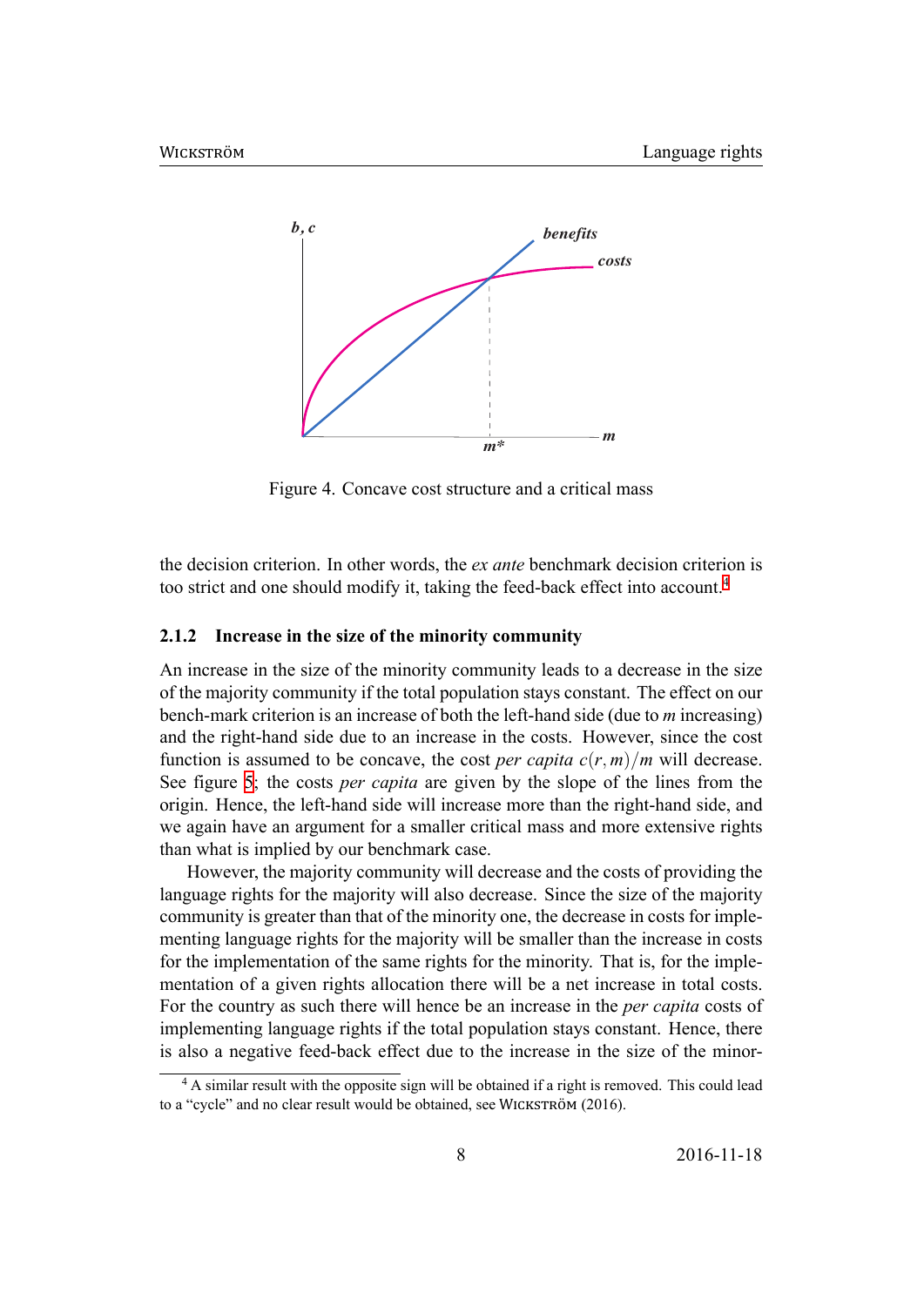Figure 4. Concave cost structure and a critical mass

the decision criterion. In other words, the *ex ante* benchmark decision criterion is too strict and one should modify it, taking the feed-back effect into account.[4]

### 2.1.2 Increase in the size of the minority community

An increase in the size of the minority community leads to a decrease in the size of the majority community if the total population stays constant. The effect on our bench-mark criterion is an increase of both the left-hand side (due to $m$ increasing) and the right-hand side due to an increase in the costs. However, since the cost function is assumed to be concave, the cost *per capita* $c(r,m)/m$ will decrease. See figure 5; the costs *per capita* are given by the slope of the lines from the origin. Hence, the left-hand side will increase more than the right-hand side, and we again have an argument for a smaller critical mass and more extensive rights than what is implied by our benchmark case.

However, the majority community will decrease and the costs of providing the language rights for the majority will also decrease. Since the size of the majority community is greater than that of the minority one, the decrease in costs for implementing language rights for the majority will be smaller than the increase in costs for the implementation of the same rights for the minority. That is, for the implementation of a given rights allocation there will be a net increase in total costs. For the country as such there will hence be an increase in the *per capita* costs of implementing language rights if the total population stays constant. Hence, there is also a negative feed-back effect due to the increase in the size of the minor-

[4] A similar result with the opposite sign will be obtained if a right is removed. This could lead to a "cycle" and no clear result would be obtained, see WICKSTRÖM (2016).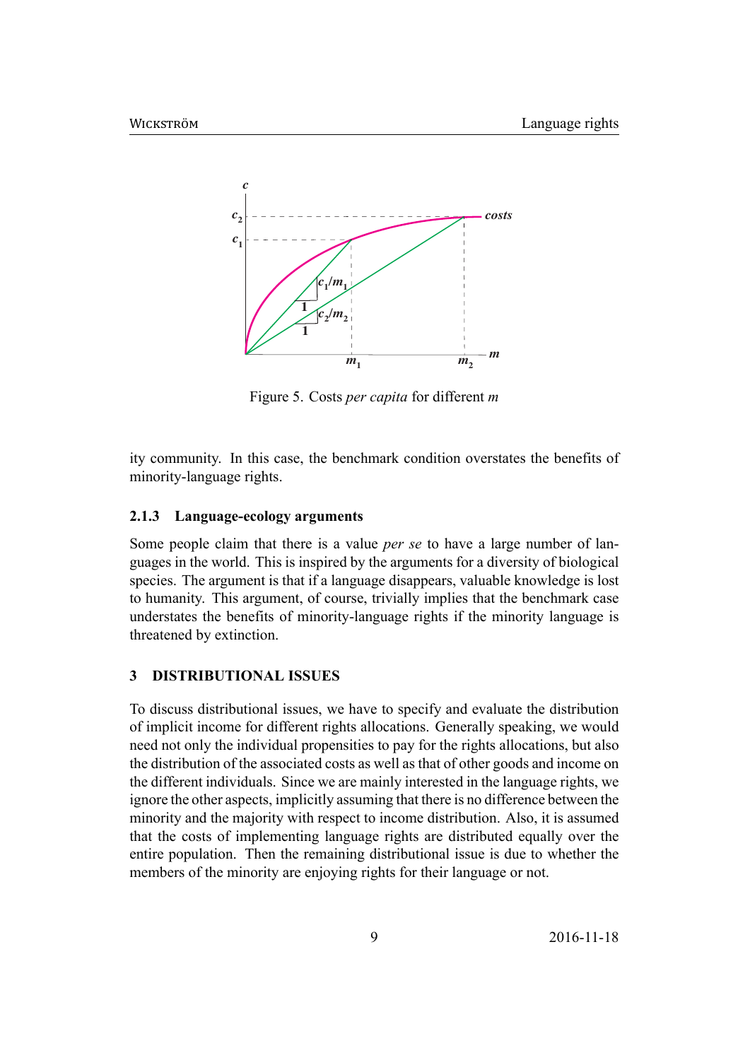Figure 5. Costs *per capita* for different $m$

ity community. In this case, the benchmark condition overstates the benefits of minority-language rights.

### 2.1.3 Language-ecology arguments

Some people claim that there is a value *per se* to have a large number of languages in the world. This is inspired by the arguments for a diversity of biological species. The argument is that if a language disappears, valuable knowledge is lost to humanity. This argument, of course, trivially implies that the benchmark case understates the benefits of minority-language rights if the minority language is threatened by extinction.

## 3 DISTRIBUTIONAL ISSUES

To discuss distributional issues, we have to specify and evaluate the distribution of implicit income for different rights allocations. Generally speaking, we would need not only the individual propensities to pay for the rights allocations, but also the distribution of the associated costs as well as that of other goods and income on the different individuals. Since we are mainly interested in the language rights, we ignore the other aspects, implicitly assuming that there is no difference between the minority and the majority with respect to income distribution. Also, it is assumed that the costs of implementing language rights are distributed equally over the entire population. Then the remaining distributional issue is due to whether the members of the minority are enjoying rights for their language or not.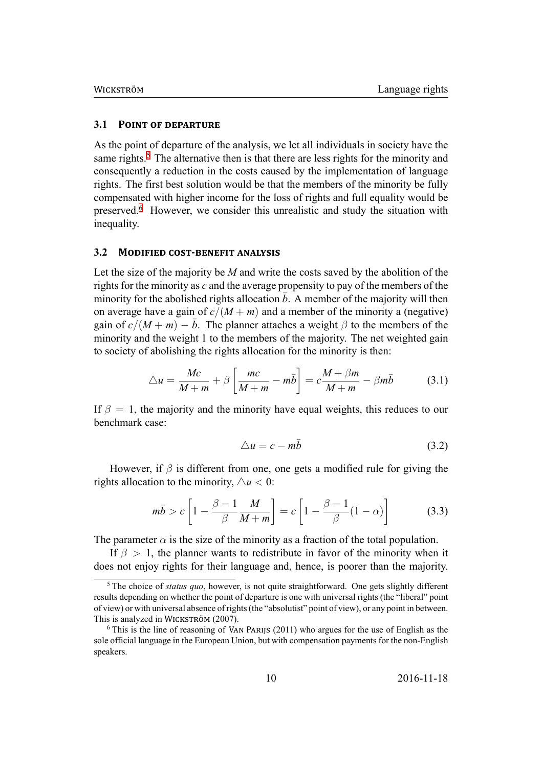### 3.1 Point of departure

As the point of departure of the analysis, we let all individuals in society have the same rights.[5] The alternative then is that there are less rights for the minority and consequently a reduction in the costs caused by the implementation of language rights. The first best solution would be that the members of the minority be fully compensated with higher income for the loss of rights and full equality would be preserved.[6] However, we consider this unrealistic and study the situation with inequality.

### 3.2 Modified cost-benefit analysis

Let the size of the majority be $M$ and write the costs saved by the abolition of the rights for the minority as $c$ and the average propensity to pay of the members of the minority for the abolished rights allocation $\bar{b}$. A member of the majority will then on average have a gain of $c/(M+m)$ and a member of the minority a (negative) gain of $c/(M+m) - \bar{b}$. The planner attaches a weight $\beta$ to the members of the minority and the weight 1 to the members of the majority. The net weighted gain to society of abolishing the rights allocation for the minority is then:

$$\triangle u = \frac{Mc}{M+m} + \beta \left[ \frac{mc}{M+m} - m\bar{b} \right] = c\frac{M+\beta m}{M+m} - \beta m\bar{b} \tag{3.1}$$

If $\beta = 1$, the majority and the minority have equal weights, this reduces to our benchmark case:

$$\triangle u = c - m\bar{b} \tag{3.2}$$

However, if $\beta$ is different from one, one gets a modified rule for giving the rights allocation to the minority, $\triangle u < 0$:

$$m\bar{b} > c\left[1 - \frac{\beta - 1}{\beta}\frac{M}{M+m}\right] = c\left[1 - \frac{\beta - 1}{\beta}(1-\alpha)\right] \tag{3.3}$$

The parameter $\alpha$ is the size of the minority as a fraction of the total population.

If $\beta > 1$, the planner wants to redistribute in favor of the minority when it does not enjoy rights for their language and, hence, is poorer than the majority.

[5] The choice of *status quo*, however, is not quite straightforward. One gets slightly different results depending on whether the point of departure is one with universal rights (the "liberal" point of view) or with universal absence of rights (the "absolutist" point of view), or any point in between. This is analyzed in Wickström (2007).

[6] This is the line of reasoning of Van Parijs (2011) who argues for the use of English as the sole official language in the European Union, but with compensation payments for the non-English speakers.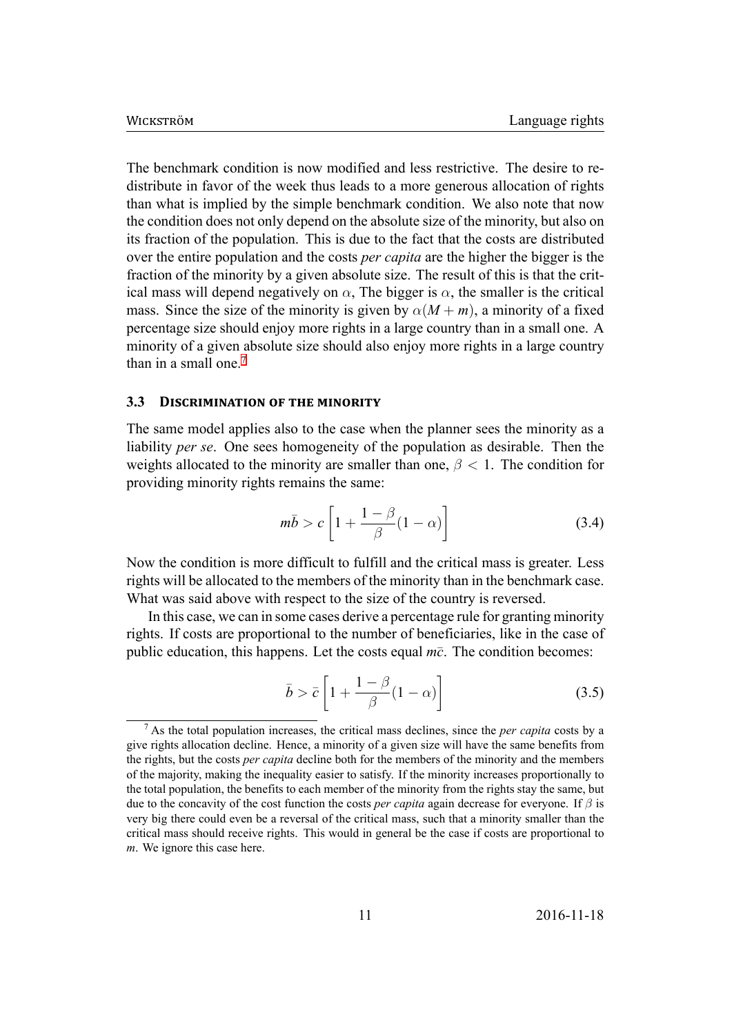The benchmark condition is now modified and less restrictive. The desire to redistribute in favor of the week thus leads to a more generous allocation of rights than what is implied by the simple benchmark condition. We also note that now the condition does not only depend on the absolute size of the minority, but also on its fraction of the population. This is due to the fact that the costs are distributed over the entire population and the costs *per capita* are the higher the bigger is the fraction of the minority by a given absolute size. The result of this is that the critical mass will depend negatively on $\alpha$, The bigger is $\alpha$, the smaller is the critical mass. Since the size of the minority is given by $\alpha(M+m)$, a minority of a fixed percentage size should enjoy more rights in a large country than in a small one. A minority of a given absolute size should also enjoy more rights in a large country than in a small one.[7]

### 3.3 Discrimination of the minority

The same model applies also to the case when the planner sees the minority as a liability *per se*. One sees homogeneity of the population as desirable. Then the weights allocated to the minority are smaller than one, $\beta < 1$. The condition for providing minority rights remains the same:

$$m\bar{b} > c\left[1 + \frac{1-\beta}{\beta}(1-\alpha)\right] \tag{3.4}$$

Now the condition is more difficult to fulfill and the critical mass is greater. Less rights will be allocated to the members of the minority than in the benchmark case. What was said above with respect to the size of the country is reversed.

In this case, we can in some cases derive a percentage rule for granting minority rights. If costs are proportional to the number of beneficiaries, like in the case of public education, this happens. Let the costs equal $m\bar{c}$. The condition becomes:

$$\bar{b} > \bar{c}\left[1 + \frac{1-\beta}{\beta}(1-\alpha)\right] \tag{3.5}$$

[7] As the total population increases, the critical mass declines, since the *per capita* costs by a give rights allocation decline. Hence, a minority of a given size will have the same benefits from the rights, but the costs *per capita* decline both for the members of the minority and the members of the majority, making the inequality easier to satisfy. If the minority increases proportionally to the total population, the benefits to each member of the minority from the rights stay the same, but due to the concavity of the cost function the costs *per capita* again decrease for everyone. If $\beta$ is very big there could even be a reversal of the critical mass, such that a minority smaller than the critical mass should receive rights. This would in general be the case if costs are proportional to $m$. We ignore this case here.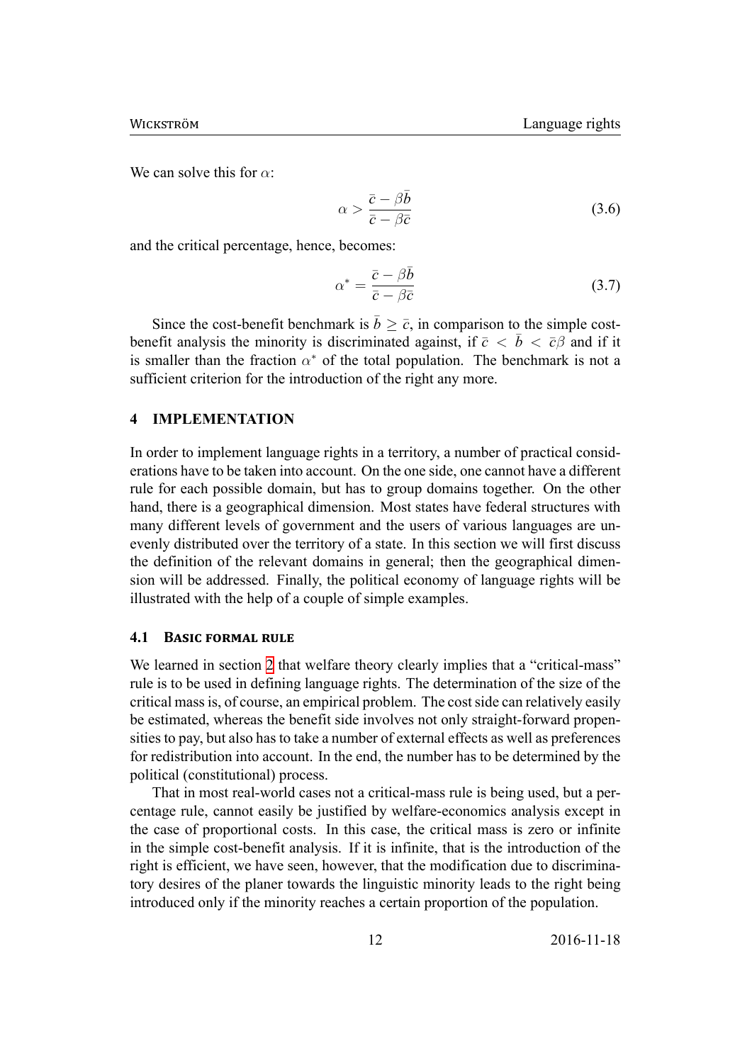We can solve this for $\alpha$:

$$\alpha > \frac{\bar{c} - \beta\bar{b}}{\bar{c} - \beta\bar{c}} \tag{3.6}$$

and the critical percentage, hence, becomes:

$$\alpha^* = \frac{\bar{c} - \beta\bar{b}}{\bar{c} - \beta\bar{c}} \tag{3.7}$$

Since the cost-benefit benchmark is $\bar{b} \geq \bar{c}$, in comparison to the simple cost-benefit analysis the minority is discriminated against, if $\bar{c} < \bar{b} < \bar{c}\beta$ and if it is smaller than the fraction $\alpha^*$ of the total population. The benchmark is not a sufficient criterion for the introduction of the right any more.

## 4 IMPLEMENTATION

In order to implement language rights in a territory, a number of practical considerations have to be taken into account. On the one side, one cannot have a different rule for each possible domain, but has to group domains together. On the other hand, there is a geographical dimension. Most states have federal structures with many different levels of government and the users of various languages are unevenly distributed over the territory of a state. In this section we will first discuss the definition of the relevant domains in general; then the geographical dimension will be addressed. Finally, the political economy of language rights will be illustrated with the help of a couple of simple examples.

### 4.1 Basic formal rule

We learned in section 2 that welfare theory clearly implies that a "critical-mass" rule is to be used in defining language rights. The determination of the size of the critical mass is, of course, an empirical problem. The cost side can relatively easily be estimated, whereas the benefit side involves not only straight-forward propensities to pay, but also has to take a number of external effects as well as preferences for redistribution into account. In the end, the number has to be determined by the political (constitutional) process.

That in most real-world cases not a critical-mass rule is being used, but a percentage rule, cannot easily be justified by welfare-economics analysis except in the case of proportional costs. In this case, the critical mass is zero or infinite in the simple cost-benefit analysis. If it is infinite, that is the introduction of the right is efficient, we have seen, however, that the modification due to discriminatory desires of the planer towards the linguistic minority leads to the right being introduced only if the minority reaches a certain proportion of the population.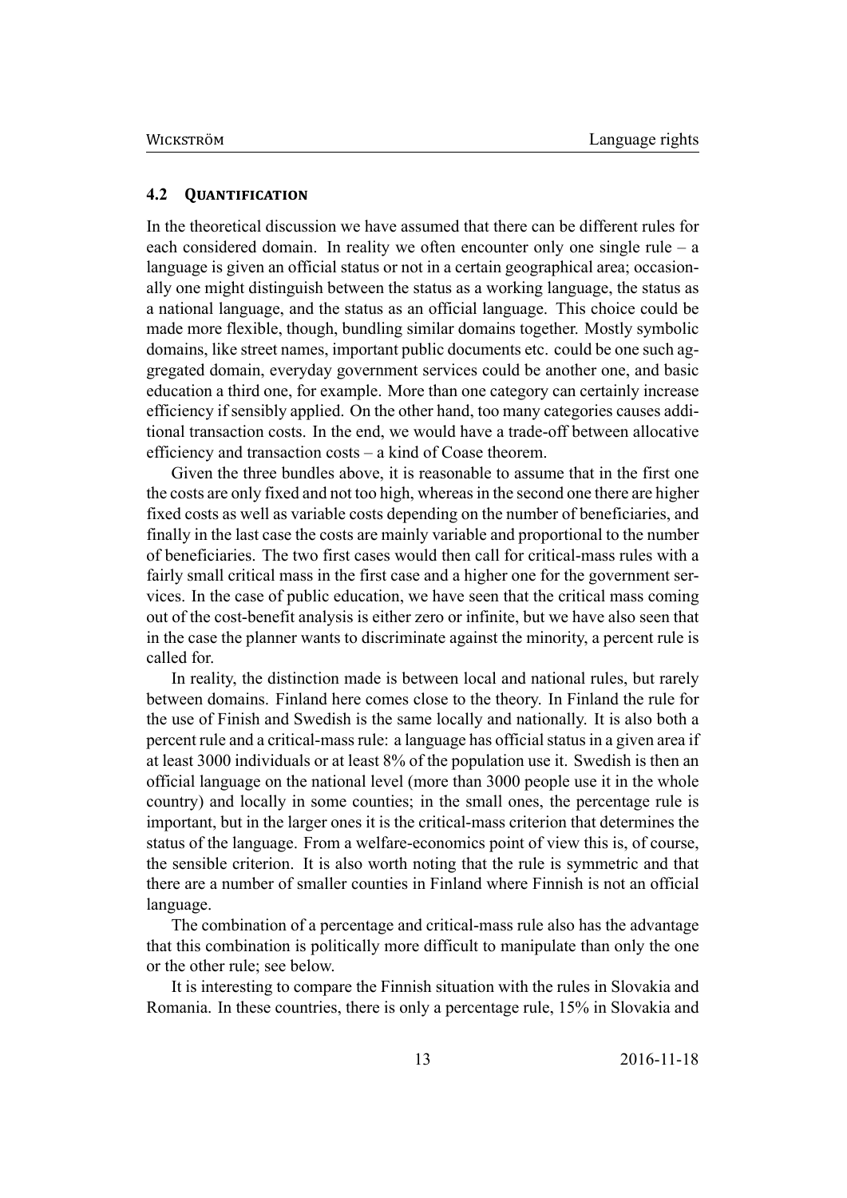### 4.2 Quantification

In the theoretical discussion we have assumed that there can be different rules for each considered domain. In reality we often encounter only one single rule – a language is given an official status or not in a certain geographical area; occasionally one might distinguish between the status as a working language, the status as a national language, and the status as an official language. This choice could be made more flexible, though, bundling similar domains together. Mostly symbolic domains, like street names, important public documents etc. could be one such aggregated domain, everyday government services could be another one, and basic education a third one, for example. More than one category can certainly increase efficiency if sensibly applied. On the other hand, too many categories causes additional transaction costs. In the end, we would have a trade-off between allocative efficiency and transaction costs – a kind of Coase theorem.

Given the three bundles above, it is reasonable to assume that in the first one the costs are only fixed and not too high, whereas in the second one there are higher fixed costs as well as variable costs depending on the number of beneficiaries, and finally in the last case the costs are mainly variable and proportional to the number of beneficiaries. The two first cases would then call for critical-mass rules with a fairly small critical mass in the first case and a higher one for the government services. In the case of public education, we have seen that the critical mass coming out of the cost-benefit analysis is either zero or infinite, but we have also seen that in the case the planner wants to discriminate against the minority, a percent rule is called for.

In reality, the distinction made is between local and national rules, but rarely between domains. Finland here comes close to the theory. In Finland the rule for the use of Finish and Swedish is the same locally and nationally. It is also both a percent rule and a critical-mass rule: a language has official status in a given area if at least 3000 individuals or at least 8% of the population use it. Swedish is then an official language on the national level (more than 3000 people use it in the whole country) and locally in some counties; in the small ones, the percentage rule is important, but in the larger ones it is the critical-mass criterion that determines the status of the language. From a welfare-economics point of view this is, of course, the sensible criterion. It is also worth noting that the rule is symmetric and that there are a number of smaller counties in Finland where Finnish is not an official language.

The combination of a percentage and critical-mass rule also has the advantage that this combination is politically more difficult to manipulate than only the one or the other rule; see below.

It is interesting to compare the Finnish situation with the rules in Slovakia and Romania. In these countries, there is only a percentage rule, 15% in Slovakia and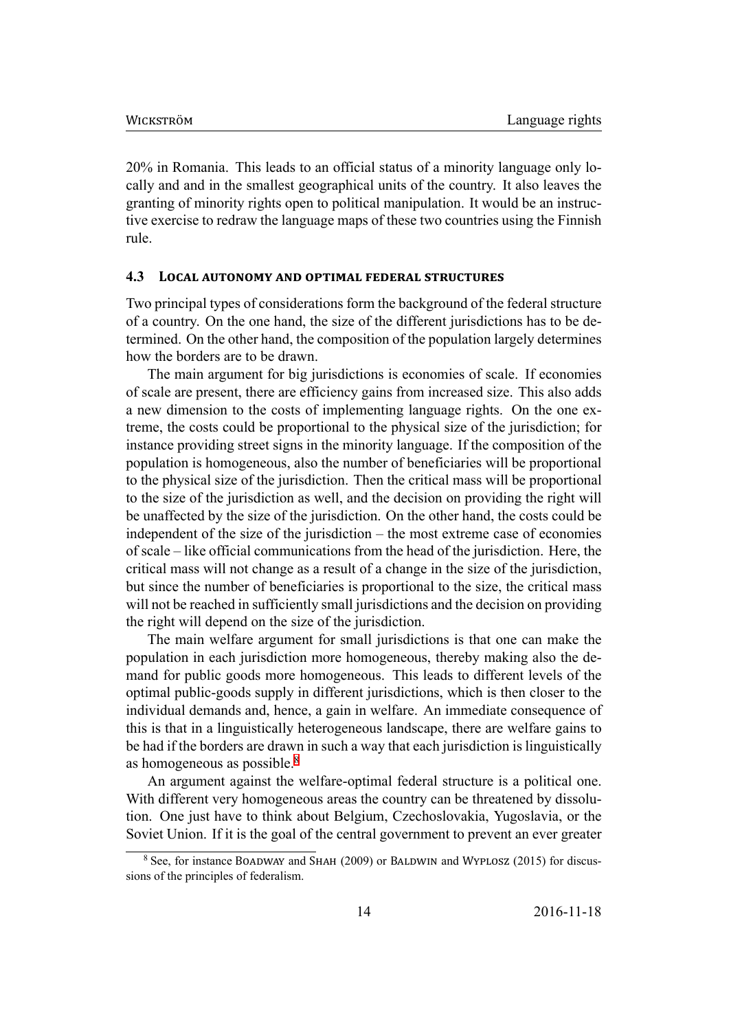20% in Romania. This leads to an official status of a minority language only locally and and in the smallest geographical units of the country. It also leaves the granting of minority rights open to political manipulation. It would be an instructive exercise to redraw the language maps of these two countries using the Finnish rule.

### 4.3 Local autonomy and optimal federal structures

Two principal types of considerations form the background of the federal structure of a country. On the one hand, the size of the different jurisdictions has to be determined. On the other hand, the composition of the population largely determines how the borders are to be drawn.

The main argument for big jurisdictions is economies of scale. If economies of scale are present, there are efficiency gains from increased size. This also adds a new dimension to the costs of implementing language rights. On the one extreme, the costs could be proportional to the physical size of the jurisdiction; for instance providing street signs in the minority language. If the composition of the population is homogeneous, also the number of beneficiaries will be proportional to the physical size of the jurisdiction. Then the critical mass will be proportional to the size of the jurisdiction as well, and the decision on providing the right will be unaffected by the size of the jurisdiction. On the other hand, the costs could be independent of the size of the jurisdiction – the most extreme case of economies of scale – like official communications from the head of the jurisdiction. Here, the critical mass will not change as a result of a change in the size of the jurisdiction, but since the number of beneficiaries is proportional to the size, the critical mass will not be reached in sufficiently small jurisdictions and the decision on providing the right will depend on the size of the jurisdiction.

The main welfare argument for small jurisdictions is that one can make the population in each jurisdiction more homogeneous, thereby making also the demand for public goods more homogeneous. This leads to different levels of the optimal public-goods supply in different jurisdictions, which is then closer to the individual demands and, hence, a gain in welfare. An immediate consequence of this is that in a linguistically heterogeneous landscape, there are welfare gains to be had if the borders are drawn in such a way that each jurisdiction is linguistically as homogeneous as possible.[8]

An argument against the welfare-optimal federal structure is a political one. With different very homogeneous areas the country can be threatened by dissolution. One just have to think about Belgium, Czechoslovakia, Yugoslavia, or the Soviet Union. If it is the goal of the central government to prevent an ever greater

[8] See, for instance Boadway and Shah (2009) or Baldwin and Wyplosz (2015) for discussions of the principles of federalism.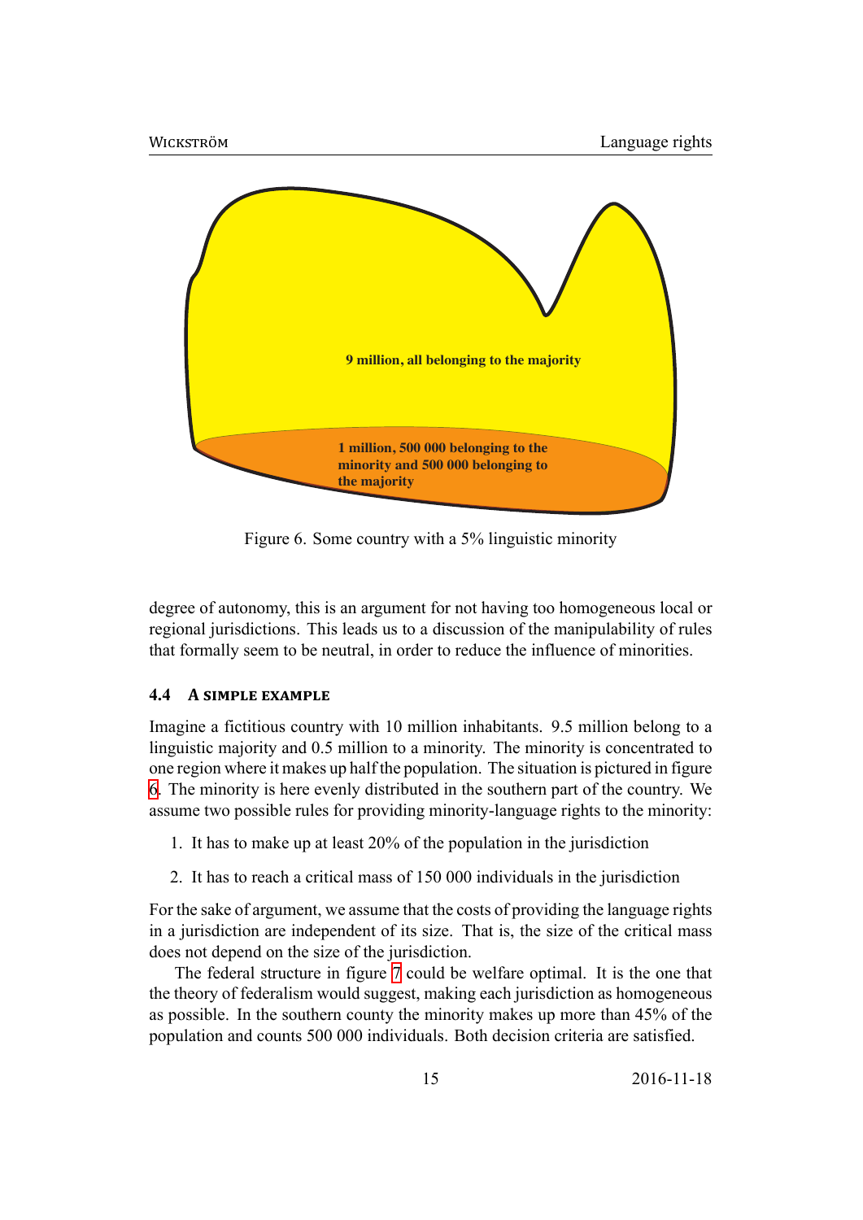9 million, all belonging to the majority

1 million, 500 000 belonging to the minority and 500 000 belonging to the majority

Figure 6. Some country with a 5% linguistic minority

degree of autonomy, this is an argument for not having too homogeneous local or regional jurisdictions. This leads us to a discussion of the manipulability of rules that formally seem to be neutral, in order to reduce the influence of minorities.

### 4.4 A simple example

Imagine a fictitious country with 10 million inhabitants. 9.5 million belong to a linguistic majority and 0.5 million to a minority. The minority is concentrated to one region where it makes up half the population. The situation is pictured in figure 6. The minority is here evenly distributed in the southern part of the country. We assume two possible rules for providing minority-language rights to the minority:

1. It has to make up at least 20% of the population in the jurisdiction
2. It has to reach a critical mass of 150 000 individuals in the jurisdiction

For the sake of argument, we assume that the costs of providing the language rights in a jurisdiction are independent of its size. That is, the size of the critical mass does not depend on the size of the jurisdiction.

The federal structure in figure 7 could be welfare optimal. It is the one that the theory of federalism would suggest, making each jurisdiction as homogeneous as possible. In the southern county the minority makes up more than 45% of the population and counts 500 000 individuals. Both decision criteria are satisfied.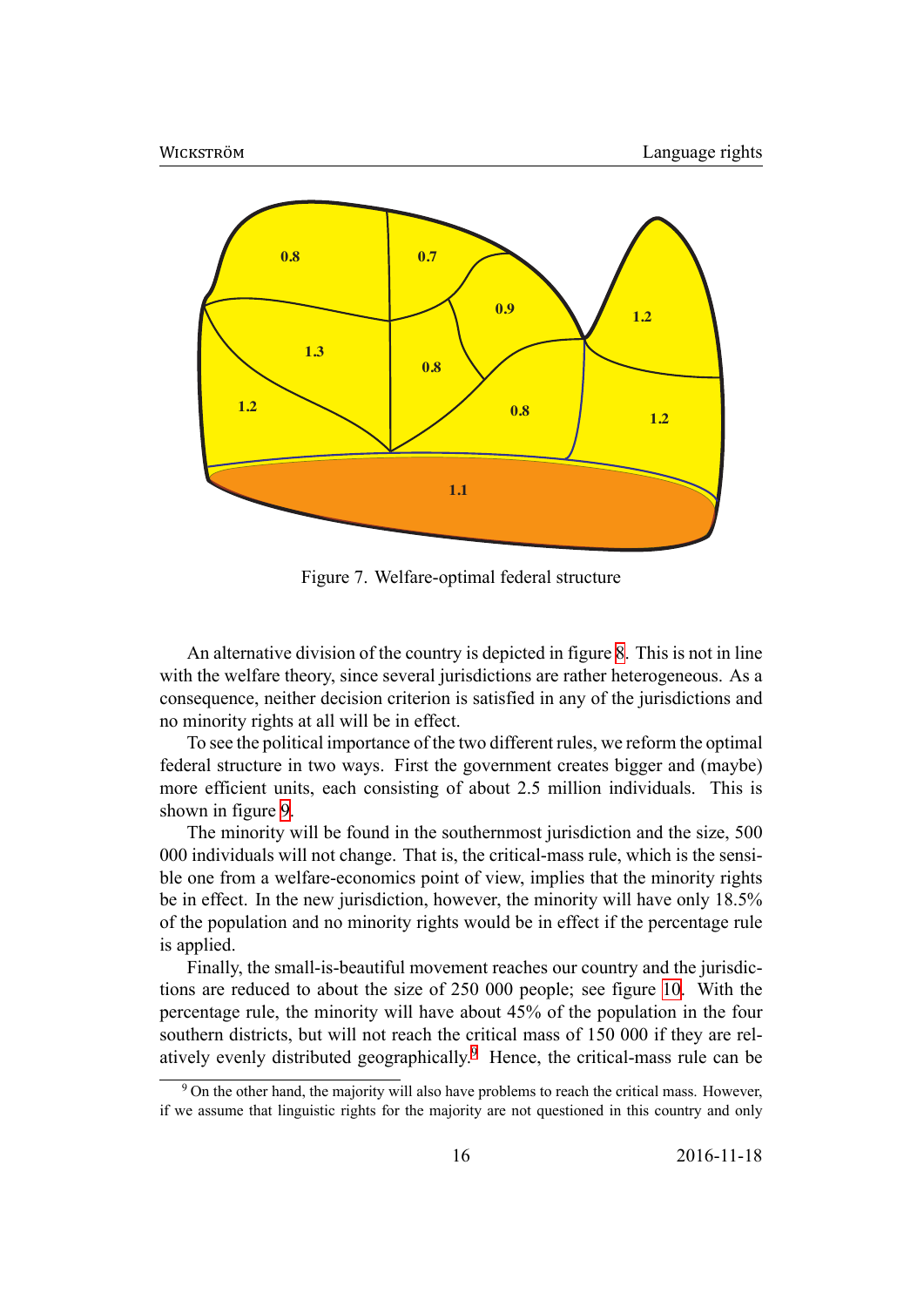Figure 7. Welfare-optimal federal structure

An alternative division of the country is depicted in figure 8. This is not in line with the welfare theory, since several jurisdictions are rather heterogeneous. As a consequence, neither decision criterion is satisfied in any of the jurisdictions and no minority rights at all will be in effect.

To see the political importance of the two different rules, we reform the optimal federal structure in two ways. First the government creates bigger and (maybe) more efficient units, each consisting of about 2.5 million individuals. This is shown in figure 9.

The minority will be found in the southernmost jurisdiction and the size, 500 000 individuals will not change. That is, the critical-mass rule, which is the sensible one from a welfare-economics point of view, implies that the minority rights be in effect. In the new jurisdiction, however, the minority will have only 18.5% of the population and no minority rights would be in effect if the percentage rule is applied.

Finally, the small-is-beautiful movement reaches our country and the jurisdictions are reduced to about the size of 250 000 people; see figure 10. With the percentage rule, the minority will have about 45% of the population in the four southern districts, but will not reach the critical mass of 150 000 if they are relatively evenly distributed geographically.[9] Hence, the critical-mass rule can be

[9] On the other hand, the majority will also have problems to reach the critical mass. However, if we assume that linguistic rights for the majority are not questioned in this country and only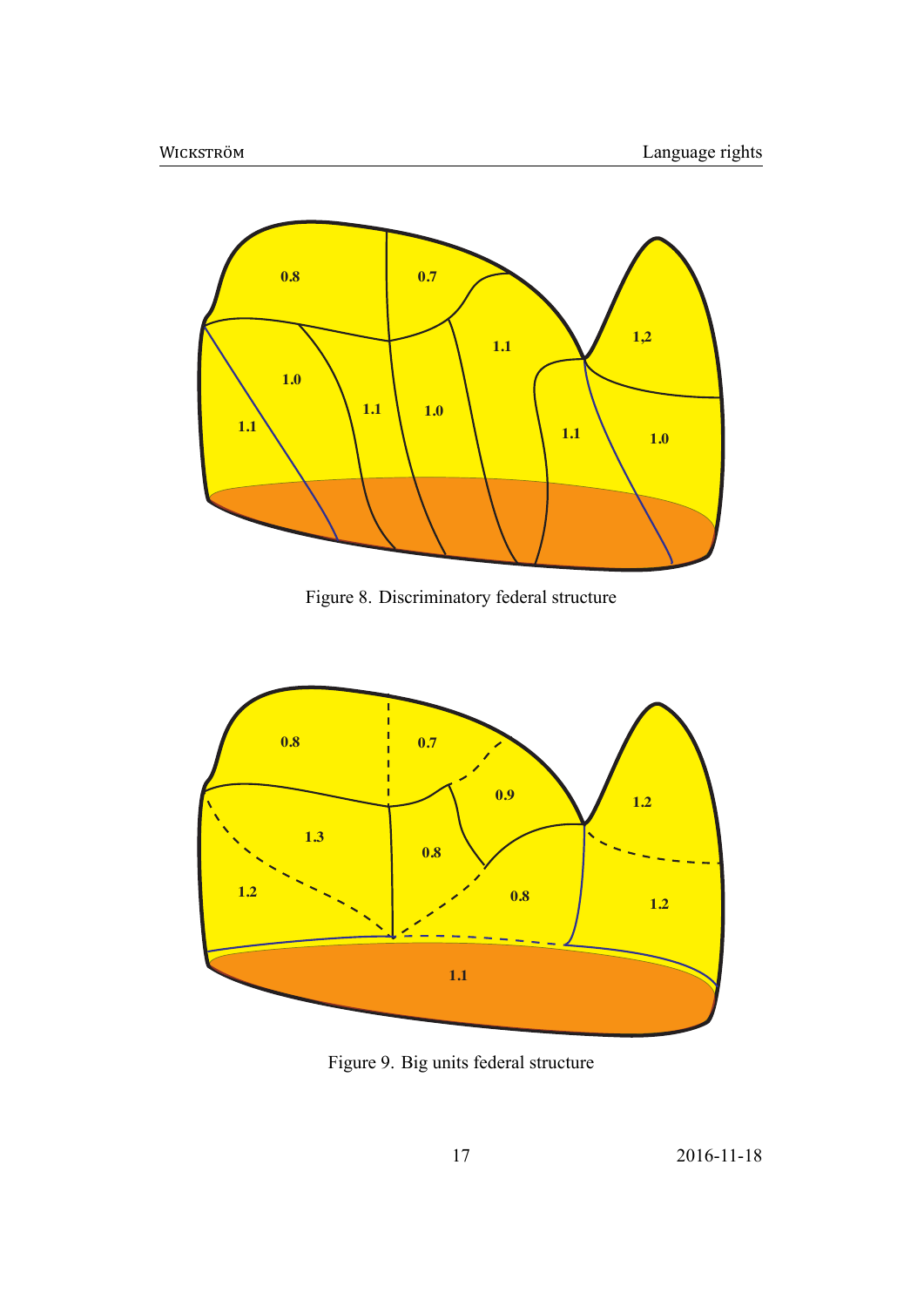Figure 8. Discriminatory federal structure

Figure 9. Big units federal structure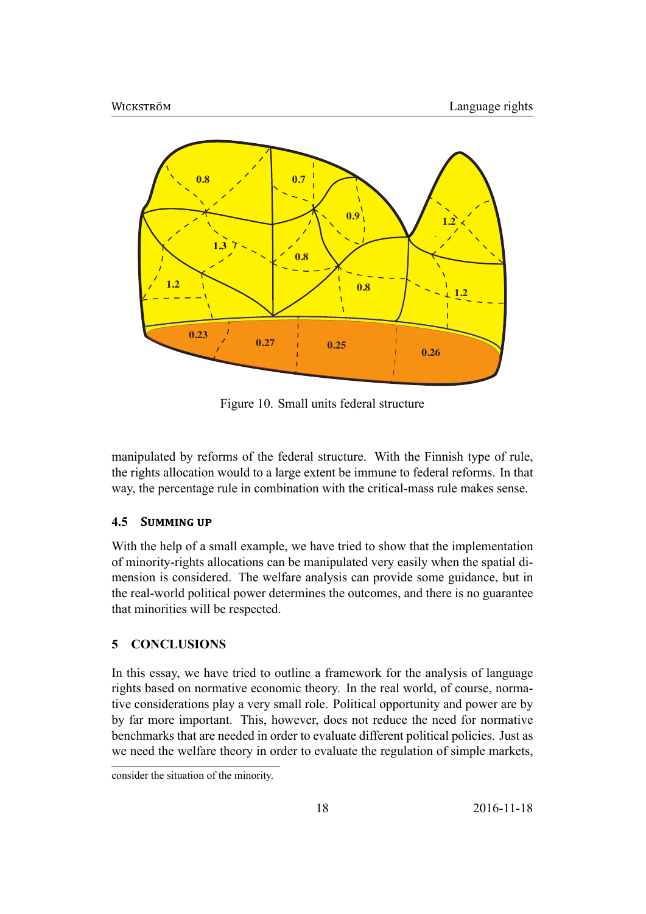Figure 10. Small units federal structure

manipulated by reforms of the federal structure. With the Finnish type of rule, the rights allocation would to a large extent be immune to federal reforms. In that way, the percentage rule in combination with the critical-mass rule makes sense.

### 4.5 Summing up

With the help of a small example, we have tried to show that the implementation of minority-rights allocations can be manipulated very easily when the spatial dimension is considered. The welfare analysis can provide some guidance, but in the real-world political power determines the outcomes, and there is no guarantee that minorities will be respected.

## 5 CONCLUSIONS

In this essay, we have tried to outline a framework for the analysis of language rights based on normative economic theory. In the real world, of course, normative considerations play a very small role. Political opportunity and power are by by far more important. This, however, does not reduce the need for normative benchmarks that are needed in order to evaluate different political policies. Just as we need the welfare theory in order to evaluate the regulation of simple markets,

consider the situation of the minority.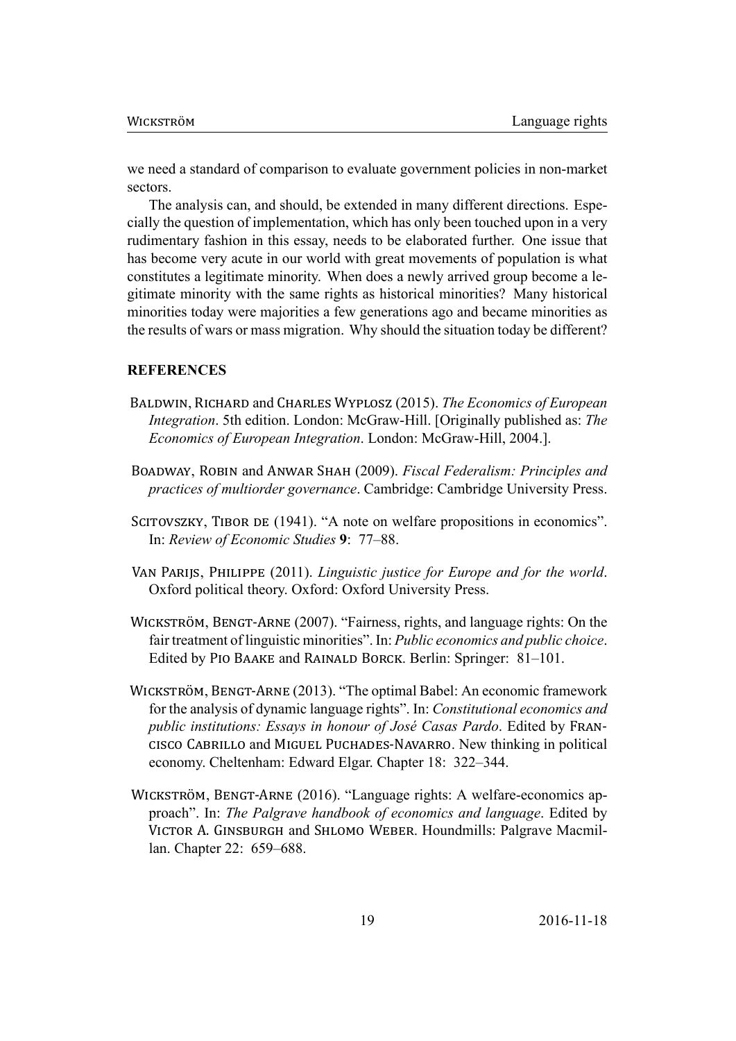we need a standard of comparison to evaluate government policies in non-market sectors.

The analysis can, and should, be extended in many different directions. Especially the question of implementation, which has only been touched upon in a very rudimentary fashion in this essay, needs to be elaborated further. One issue that has become very acute in our world with great movements of population is what constitutes a legitimate minority. When does a newly arrived group become a legitimate minority with the same rights as historical minorities? Many historical minorities today were majorities a few generations ago and became minorities as the results of wars or mass migration. Why should the situation today be different?

## REFERENCES

Baldwin, Richard and Charles Wyplosz (2015). *The Economics of European Integration*. 5th edition. London: McGraw-Hill. [Originally published as: *The Economics of European Integration*. London: McGraw-Hill, 2004.].

Boadway, Robin and Anwar Shah (2009). *Fiscal Federalism: Principles and practices of multiorder governance*. Cambridge: Cambridge University Press.

Scitovszky, Tibor de (1941). "A note on welfare propositions in economics". In: *Review of Economic Studies* **9**: 77–88.

Van Parijs, Philippe (2011). *Linguistic justice for Europe and for the world*. Oxford political theory. Oxford: Oxford University Press.

Wickström, Bengt-Arne (2007). "Fairness, rights, and language rights: On the fair treatment of linguistic minorities". In: *Public economics and public choice*. Edited by Pio Baake and Rainald Borck. Berlin: Springer: 81–101.

Wickström, Bengt-Arne (2013). "The optimal Babel: An economic framework for the analysis of dynamic language rights". In: *Constitutional economics and public institutions: Essays in honour of José Casas Pardo*. Edited by Francisco Cabrillo and Miguel Puchades-Navarro. New thinking in political economy. Cheltenham: Edward Elgar. Chapter 18: 322–344.

Wickström, Bengt-Arne (2016). "Language rights: A welfare-economics approach". In: *The Palgrave handbook of economics and language*. Edited by Victor A. Ginsburgh and Shlomo Weber. Houndmills: Palgrave Macmillan. Chapter 22: 659–688.